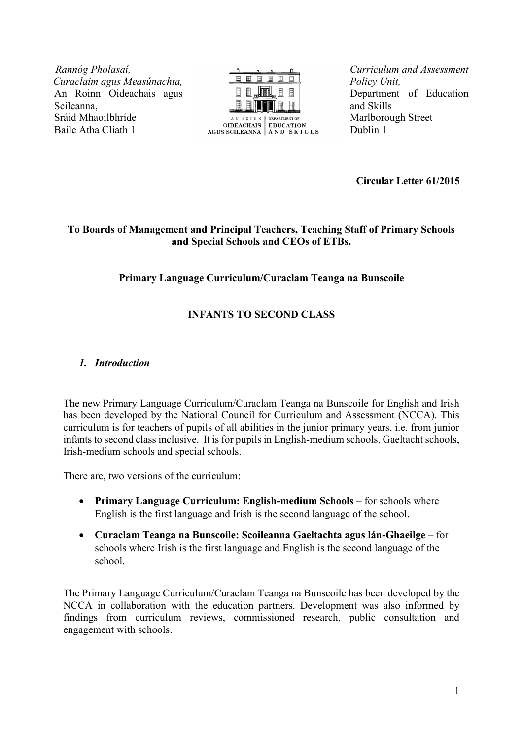*Rannóg Pholasaí,*
*Curaclaim agus Measúnachta,*
An Roinn Oideachais agus Scileanna,
Sráid Mhaoilbhríde
Baile Atha Cliath 1

*Curriculum and Assessment Policy Unit,*
Department of Education and Skills
Marlborough Street
Dublin 1

**Circular Letter 61/2015**

**To Boards of Management and Principal Teachers, Teaching Staff of Primary Schools and Special Schools and CEOs of ETBs.**

**Primary Language Curriculum/Curaclam Teanga na Bunscoile**

**INFANTS TO SECOND CLASS**

## *1. Introduction*

The new Primary Language Curriculum/Curaclam Teanga na Bunscoile for English and Irish has been developed by the National Council for Curriculum and Assessment (NCCA). This curriculum is for teachers of pupils of all abilities in the junior primary years, i.e. from junior infants to second class inclusive. It is for pupils in English-medium schools, Gaeltacht schools, Irish-medium schools and special schools.

There are, two versions of the curriculum:

- **Primary Language Curriculum: English-medium Schools –** for schools where English is the first language and Irish is the second language of the school.
- **Curaclam Teanga na Bunscoile: Scoileanna Gaeltachta agus lán-Ghaeilge** – for schools where Irish is the first language and English is the second language of the school.

The Primary Language Curriculum/Curaclam Teanga na Bunscoile has been developed by the NCCA in collaboration with the education partners. Development was also informed by findings from curriculum reviews, commissioned research, public consultation and engagement with schools.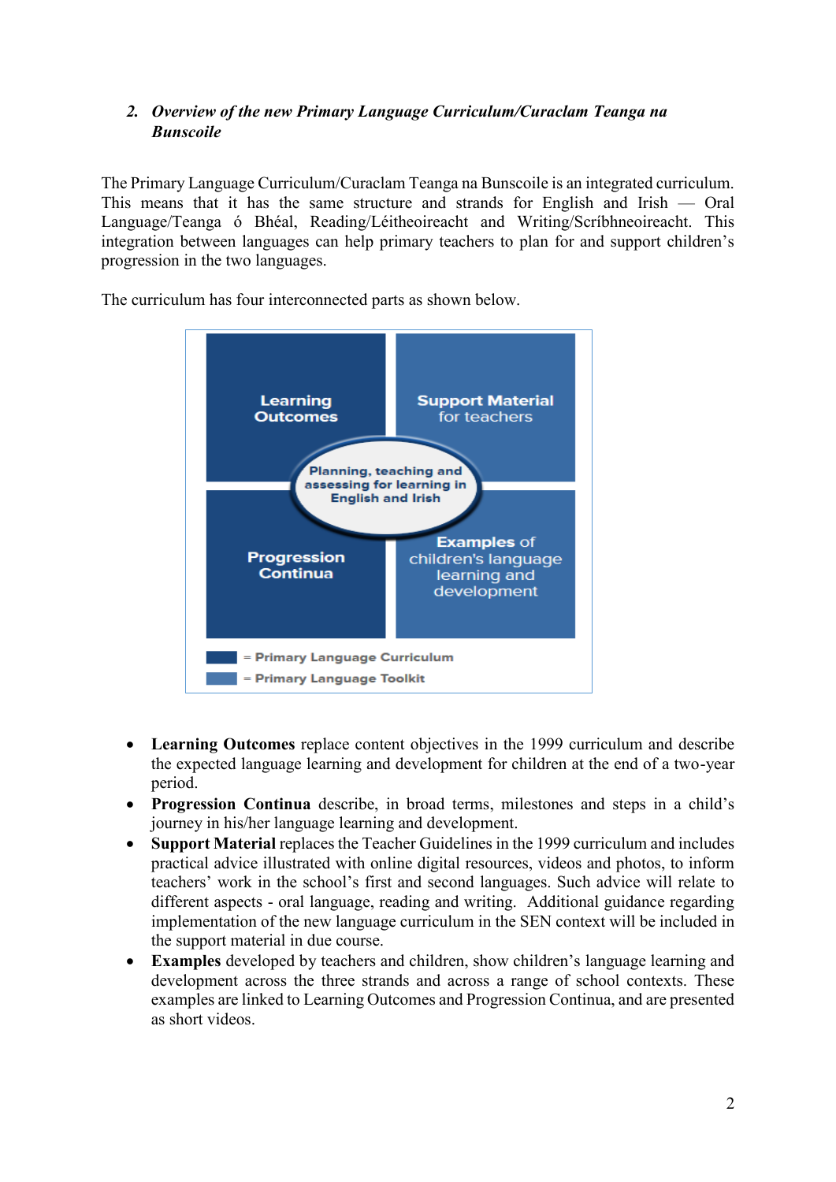## 2. *Overview of the new Primary Language Curriculum/Curaclam Teanga na Bunscoile*

The Primary Language Curriculum/Curaclam Teanga na Bunscoile is an integrated curriculum. This means that it has the same structure and strands for English and Irish — Oral Language/Teanga ó Bhéal, Reading/Léitheoireacht and Writing/Scríbhneoireacht. This integration between languages can help primary teachers to plan for and support children's progression in the two languages.

The curriculum has four interconnected parts as shown below.

Learning Outcomes

Support Material for teachers

Planning, teaching and assessing for learning in English and Irish

Progression Continua

Examples of children's language learning and development

= Primary Language Curriculum

= Primary Language Toolkit

- **Learning Outcomes** replace content objectives in the 1999 curriculum and describe the expected language learning and development for children at the end of a two-year period.
- **Progression Continua** describe, in broad terms, milestones and steps in a child's journey in his/her language learning and development.
- **Support Material** replaces the Teacher Guidelines in the 1999 curriculum and includes practical advice illustrated with online digital resources, videos and photos, to inform teachers' work in the school's first and second languages. Such advice will relate to different aspects - oral language, reading and writing. Additional guidance regarding implementation of the new language curriculum in the SEN context will be included in the support material in due course.
- **Examples** developed by teachers and children, show children's language learning and development across the three strands and across a range of school contexts. These examples are linked to Learning Outcomes and Progression Continua, and are presented as short videos.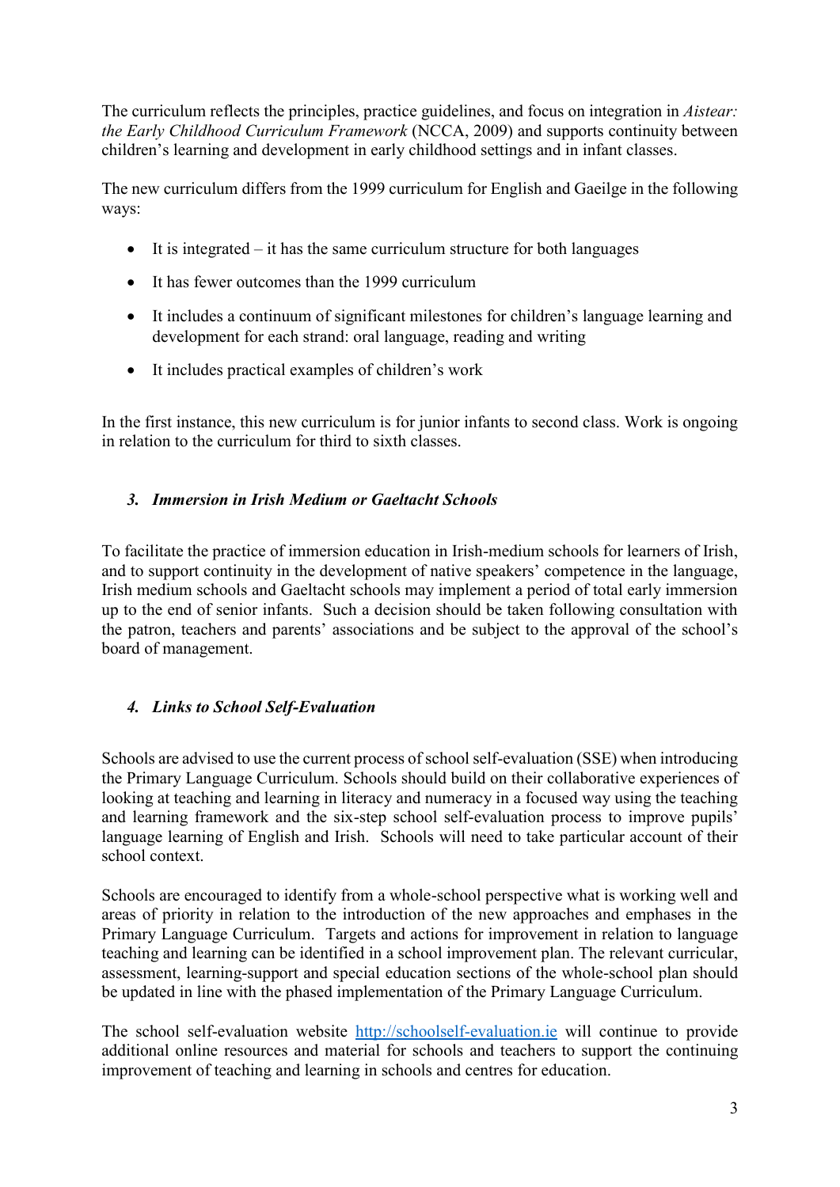The curriculum reflects the principles, practice guidelines, and focus on integration in *Aistear: the Early Childhood Curriculum Framework* (NCCA, 2009) and supports continuity between children's learning and development in early childhood settings and in infant classes.

The new curriculum differs from the 1999 curriculum for English and Gaeilge in the following ways:

- It is integrated – it has the same curriculum structure for both languages
- It has fewer outcomes than the 1999 curriculum
- It includes a continuum of significant milestones for children's language learning and development for each strand: oral language, reading and writing
- It includes practical examples of children's work

In the first instance, this new curriculum is for junior infants to second class. Work is ongoing in relation to the curriculum for third to sixth classes.

### *3. Immersion in Irish Medium or Gaeltacht Schools*

To facilitate the practice of immersion education in Irish-medium schools for learners of Irish, and to support continuity in the development of native speakers' competence in the language, Irish medium schools and Gaeltacht schools may implement a period of total early immersion up to the end of senior infants. Such a decision should be taken following consultation with the patron, teachers and parents' associations and be subject to the approval of the school's board of management.

### *4. Links to School Self-Evaluation*

Schools are advised to use the current process of school self-evaluation (SSE) when introducing the Primary Language Curriculum. Schools should build on their collaborative experiences of looking at teaching and learning in literacy and numeracy in a focused way using the teaching and learning framework and the six-step school self-evaluation process to improve pupils' language learning of English and Irish. Schools will need to take particular account of their school context.

Schools are encouraged to identify from a whole-school perspective what is working well and areas of priority in relation to the introduction of the new approaches and emphases in the Primary Language Curriculum. Targets and actions for improvement in relation to language teaching and learning can be identified in a school improvement plan. The relevant curricular, assessment, learning-support and special education sections of the whole-school plan should be updated in line with the phased implementation of the Primary Language Curriculum.

The school self-evaluation website http://schoolself-evaluation.ie will continue to provide additional online resources and material for schools and teachers to support the continuing improvement of teaching and learning in schools and centres for education.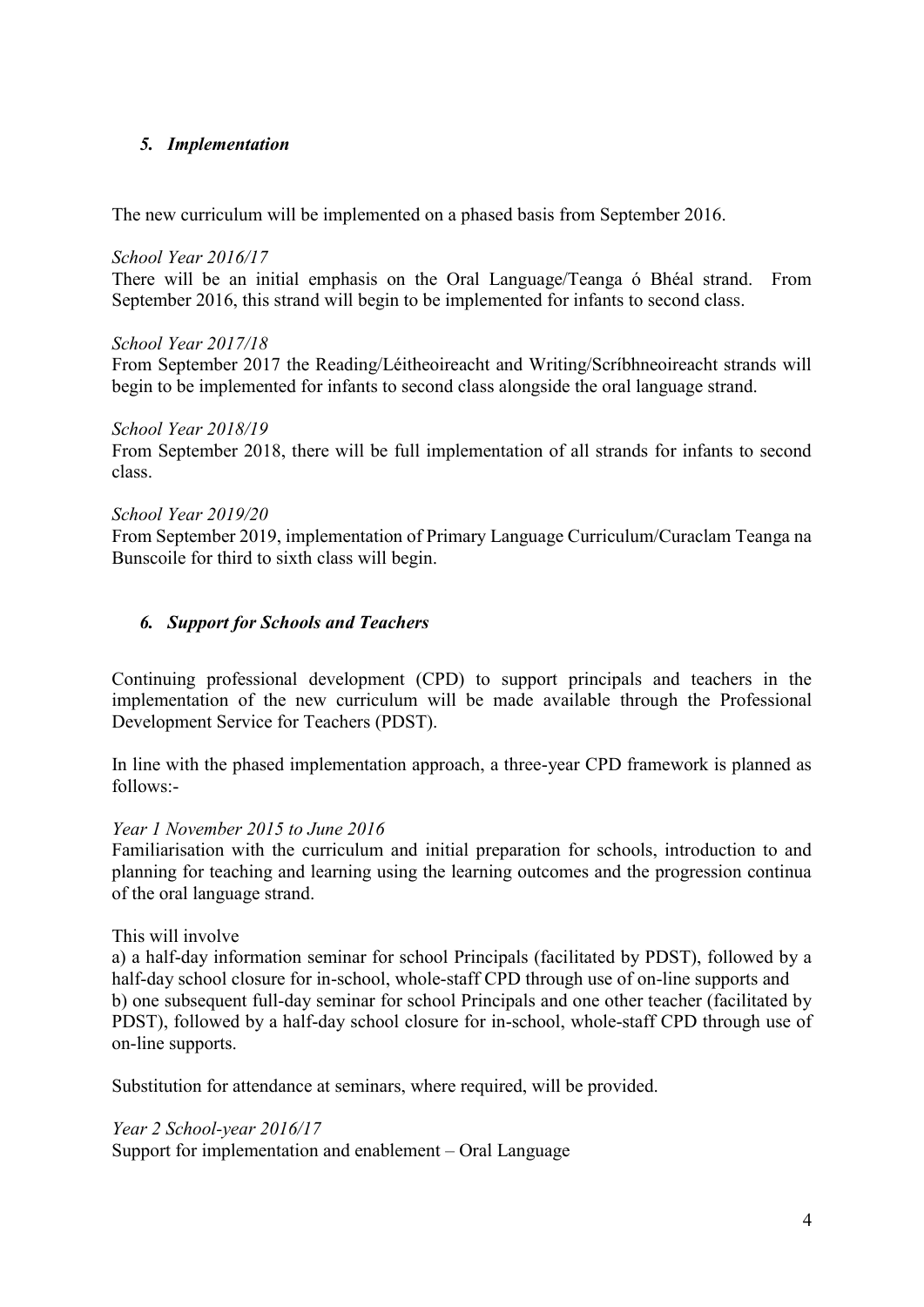## *5. Implementation*

The new curriculum will be implemented on a phased basis from September 2016.

*School Year 2016/17*
There will be an initial emphasis on the Oral Language/Teanga ó Bhéal strand. From September 2016, this strand will begin to be implemented for infants to second class.

*School Year 2017/18*
From September 2017 the Reading/Léitheoireacht and Writing/Scríbhneoireacht strands will begin to be implemented for infants to second class alongside the oral language strand.

*School Year 2018/19*
From September 2018, there will be full implementation of all strands for infants to second class.

*School Year 2019/20*
From September 2019, implementation of Primary Language Curriculum/Curaclam Teanga na Bunscoile for third to sixth class will begin.

## *6. Support for Schools and Teachers*

Continuing professional development (CPD) to support principals and teachers in the implementation of the new curriculum will be made available through the Professional Development Service for Teachers (PDST).

In line with the phased implementation approach, a three-year CPD framework is planned as follows:-

*Year 1 November 2015 to June 2016*
Familiarisation with the curriculum and initial preparation for schools, introduction to and planning for teaching and learning using the learning outcomes and the progression continua of the oral language strand.

This will involve
a) a half-day information seminar for school Principals (facilitated by PDST), followed by a half-day school closure for in-school, whole-staff CPD through use of on-line supports and
b) one subsequent full-day seminar for school Principals and one other teacher (facilitated by PDST), followed by a half-day school closure for in-school, whole-staff CPD through use of on-line supports.

Substitution for attendance at seminars, where required, will be provided.

*Year 2 School-year 2016/17*
Support for implementation and enablement – Oral Language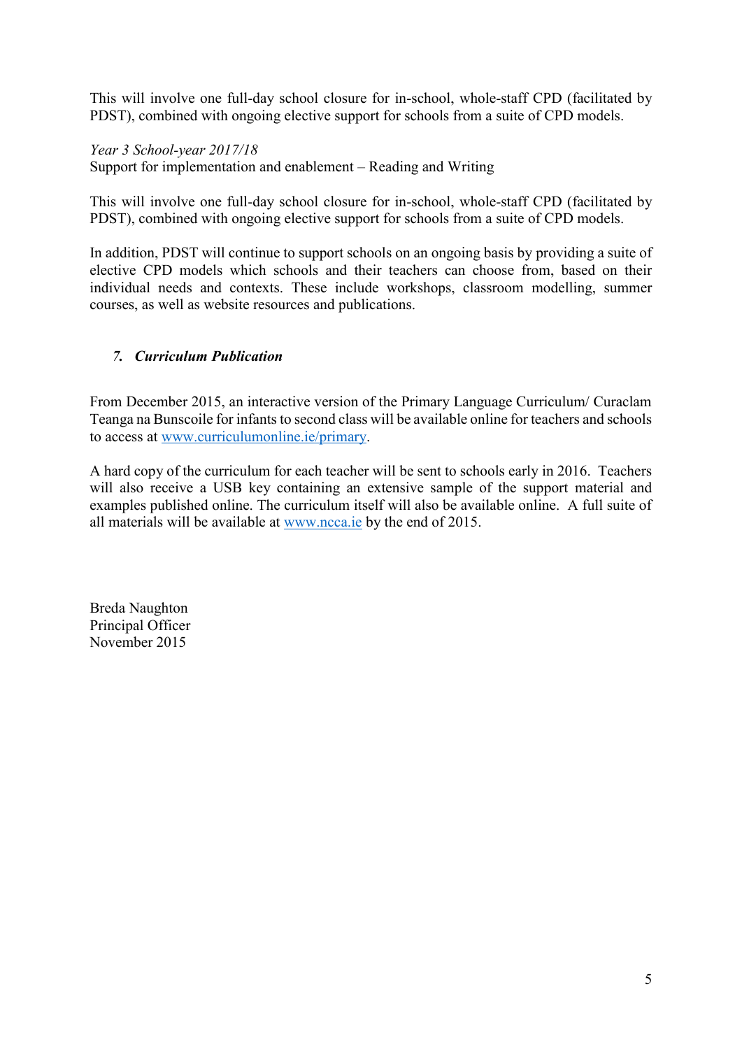This will involve one full-day school closure for in-school, whole-staff CPD (facilitated by PDST), combined with ongoing elective support for schools from a suite of CPD models.

*Year 3 School-year 2017/18*
Support for implementation and enablement – Reading and Writing

This will involve one full-day school closure for in-school, whole-staff CPD (facilitated by PDST), combined with ongoing elective support for schools from a suite of CPD models.

In addition, PDST will continue to support schools on an ongoing basis by providing a suite of elective CPD models which schools and their teachers can choose from, based on their individual needs and contexts. These include workshops, classroom modelling, summer courses, as well as website resources and publications.

## *7. Curriculum Publication*

From December 2015, an interactive version of the Primary Language Curriculum/ Curaclam Teanga na Bunscoile for infants to second class will be available online for teachers and schools to access at [www.curriculumonline.ie/primary](http://www.curriculumonline.ie/primary).

A hard copy of the curriculum for each teacher will be sent to schools early in 2016. Teachers will also receive a USB key containing an extensive sample of the support material and examples published online. The curriculum itself will also be available online. A full suite of all materials will be available at [www.ncca.ie](http://www.ncca.ie) by the end of 2015.

Breda Naughton
Principal Officer
November 2015